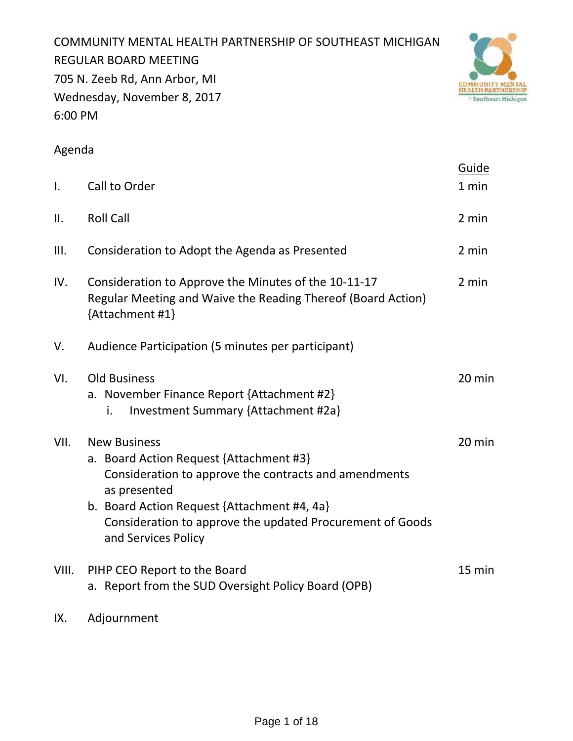COMMUNITY MENTAL HEALTH PARTNERSHIP OF SOUTHEAST MICHIGAN
REGULAR BOARD MEETING
705 N. Zeeb Rd, Ann Arbor, MI
Wednesday, November 8, 2017
6:00 PM

Agenda

| | | Guide |
|---|---|---|
| I. | Call to Order | 1 min |
| II. | Roll Call | 2 min |
| III. | Consideration to Adopt the Agenda as Presented | 2 min |
| IV. | Consideration to Approve the Minutes of the 10-11-17 Regular Meeting and Waive the Reading Thereof (Board Action) {Attachment #1} | 2 min |
| V. | Audience Participation (5 minutes per participant) | |
| VI. | Old Business<br>a. November Finance Report {Attachment #2}<br>i. Investment Summary {Attachment #2a} | 20 min |
| VII. | New Business<br>a. Board Action Request {Attachment #3}<br>Consideration to approve the contracts and amendments as presented<br>b. Board Action Request {Attachment #4, 4a}<br>Consideration to approve the updated Procurement of Goods and Services Policy | 20 min |
| VIII. | PIHP CEO Report to the Board<br>a. Report from the SUD Oversight Policy Board (OPB) | 15 min |
| IX. | Adjournment | |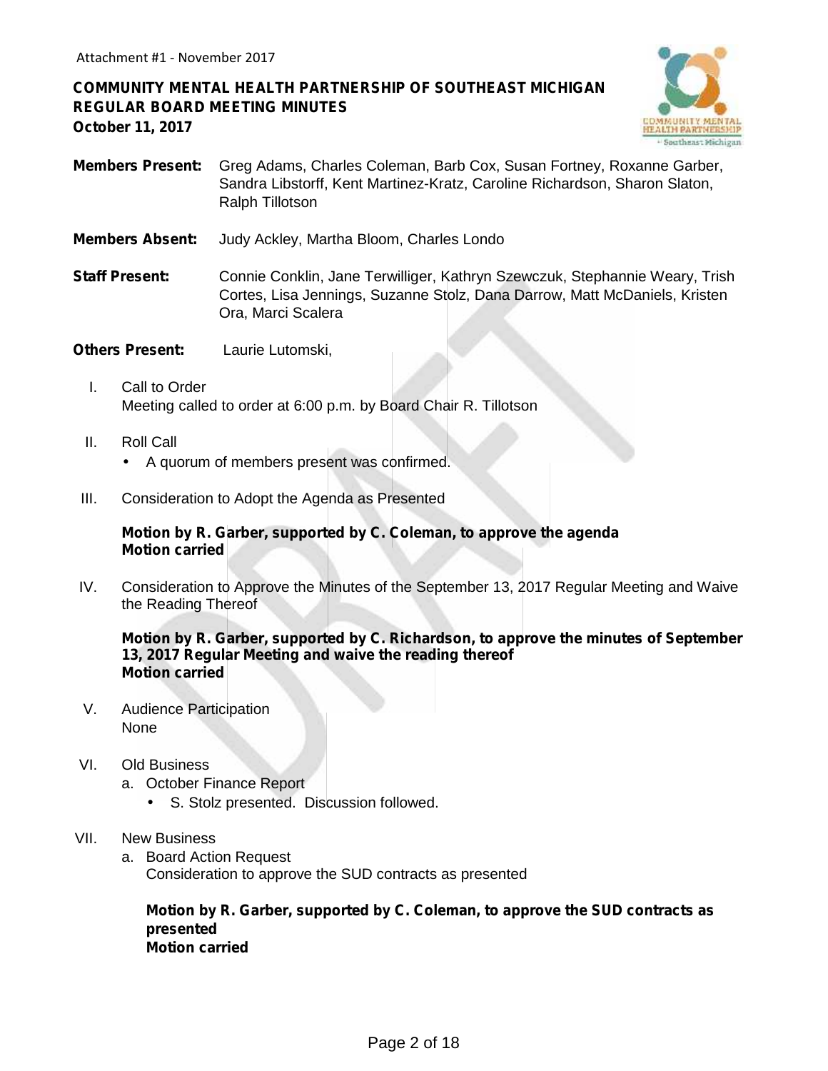Attachment #1 - November 2017

**COMMUNITY MENTAL HEALTH PARTNERSHIP OF SOUTHEAST MICHIGAN**
**REGULAR BOARD MEETING MINUTES**
**October 11, 2017**

**Members Present:** Greg Adams, Charles Coleman, Barb Cox, Susan Fortney, Roxanne Garber, Sandra Libstorff, Kent Martinez-Kratz, Caroline Richardson, Sharon Slaton, Ralph Tillotson

**Members Absent:** Judy Ackley, Martha Bloom, Charles Londo

**Staff Present:** Connie Conklin, Jane Terwilliger, Kathryn Szewczuk, Stephannie Weary, Trish Cortes, Lisa Jennings, Suzanne Stolz, Dana Darrow, Matt McDaniels, Kristen Ora, Marci Scalera

**Others Present:** Laurie Lutomski,

I. Call to Order
Meeting called to order at 6:00 p.m. by Board Chair R. Tillotson

II. Roll Call
- A quorum of members present was confirmed.

III. Consideration to Adopt the Agenda as Presented

**Motion by R. Garber, supported by C. Coleman, to approve the agenda**
**Motion carried**

IV. Consideration to Approve the Minutes of the September 13, 2017 Regular Meeting and Waive the Reading Thereof

**Motion by R. Garber, supported by C. Richardson, to approve the minutes of September 13, 2017 Regular Meeting and waive the reading thereof**
**Motion carried**

V. Audience Participation
None

VI. Old Business
a. October Finance Report
- S. Stolz presented. Discussion followed.

VII. New Business
a. Board Action Request
Consideration to approve the SUD contracts as presented

**Motion by R. Garber, supported by C. Coleman, to approve the SUD contracts as presented**
**Motion carried**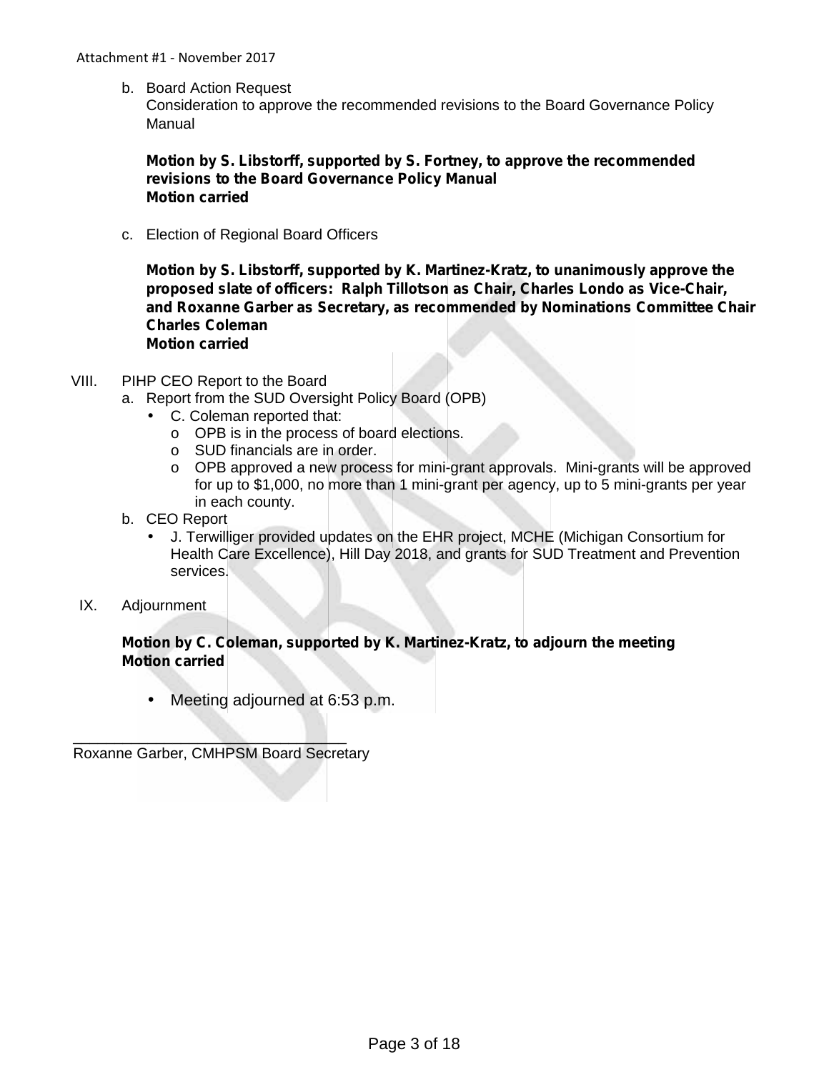b. Board Action Request
   Consideration to approve the recommended revisions to the Board Governance Policy Manual

   **Motion by S. Libstorff, supported by S. Fortney, to approve the recommended revisions to the Board Governance Policy Manual**
   **Motion carried**

c. Election of Regional Board Officers

   **Motion by S. Libstorff, supported by K. Martinez-Kratz, to unanimously approve the proposed slate of officers: Ralph Tillotson as Chair, Charles Londo as Vice-Chair, and Roxanne Garber as Secretary, as recommended by Nominations Committee Chair Charles Coleman**
   **Motion carried**

VIII. PIHP CEO Report to the Board

a. Report from the SUD Oversight Policy Board (OPB)
   - C. Coleman reported that:
     - OPB is in the process of board elections.
     - SUD financials are in order.
     - OPB approved a new process for mini-grant approvals. Mini-grants will be approved for up to $1,000, no more than 1 mini-grant per agency, up to 5 mini-grants per year in each county.

b. CEO Report
   - J. Terwilliger provided updates on the EHR project, MCHE (Michigan Consortium for Health Care Excellence), Hill Day 2018, and grants for SUD Treatment and Prevention services.

IX. Adjournment

**Motion by C. Coleman, supported by K. Martinez-Kratz, to adjourn the meeting**
**Motion carried**

- Meeting adjourned at 6:53 p.m.

\_\_\_\_\_\_\_\_\_\_\_\_\_\_\_\_\_\_\_\_\_\_\_\_\_\_\_\_\_\_\_\_
Roxanne Garber, CMHPSM Board Secretary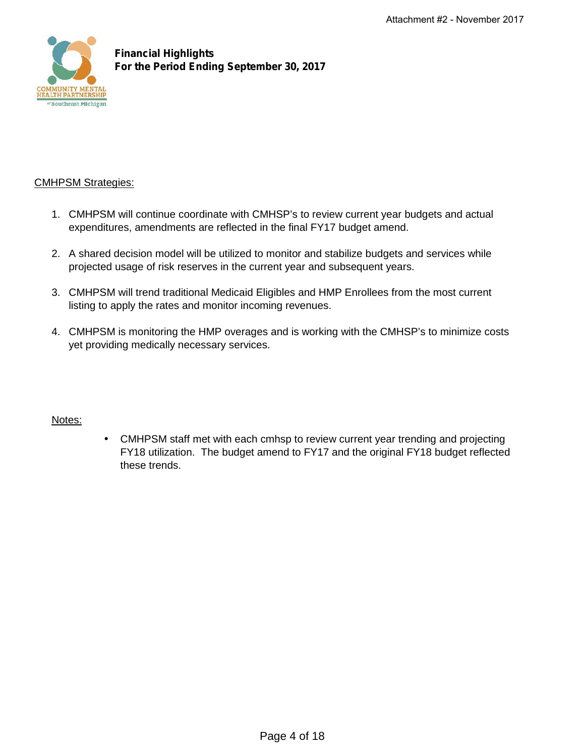Attachment #2 - November 2017

COMMUNITY MENTAL HEALTH PARTNERSHIP of Southeast Michigan

**Financial Highlights**
**For the Period Ending September 30, 2017**

CMHPSM Strategies:

1. CMHPSM will continue coordinate with CMHSP's to review current year budgets and actual expenditures, amendments are reflected in the final FY17 budget amend.

2. A shared decision model will be utilized to monitor and stabilize budgets and services while projected usage of risk reserves in the current year and subsequent years.

3. CMHPSM will trend traditional Medicaid Eligibles and HMP Enrollees from the most current listing to apply the rates and monitor incoming revenues.

4. CMHPSM is monitoring the HMP overages and is working with the CMHSP's to minimize costs yet providing medically necessary services.

Notes:

- CMHPSM staff met with each cmhsp to review current year trending and projecting FY18 utilization. The budget amend to FY17 and the original FY18 budget reflected these trends.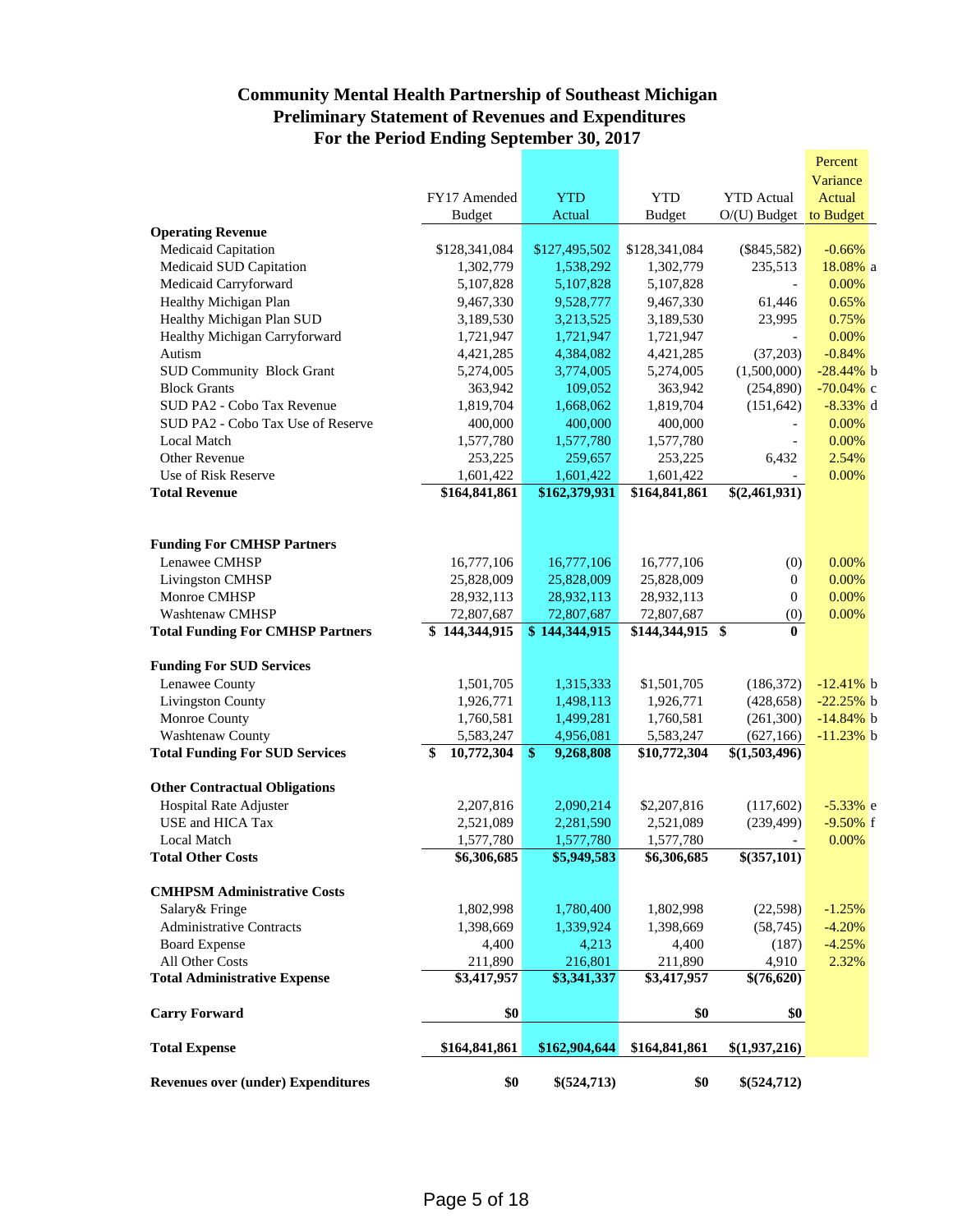# Community Mental Health Partnership of Southeast Michigan
## Preliminary Statement of Revenues and Expenditures
## For the Period Ending September 30, 2017

| | FY17 Amended Budget | YTD Actual | YTD Budget | YTD Actual O/(U) Budget | Percent Variance Actual to Budget | |
|---|---|---|---|---|---|---|
| **Operating Revenue** | | | | | | |
| Medicaid Capitation | $128,341,084 | $127,495,502 | $128,341,084 | ($845,582) | -0.66% | |
| Medicaid SUD Capitation | 1,302,779 | 1,538,292 | 1,302,779 | 235,513 | 18.08% | a |
| Medicaid Carryforward | 5,107,828 | 5,107,828 | 5,107,828 | - | 0.00% | |
| Healthy Michigan Plan | 9,467,330 | 9,528,777 | 9,467,330 | 61,446 | 0.65% | |
| Healthy Michigan Plan SUD | 3,189,530 | 3,213,525 | 3,189,530 | 23,995 | 0.75% | |
| Healthy Michigan Carryforward | 1,721,947 | 1,721,947 | 1,721,947 | - | 0.00% | |
| Autism | 4,421,285 | 4,384,082 | 4,421,285 | (37,203) | -0.84% | |
| SUD Community Block Grant | 5,274,005 | 3,774,005 | 5,274,005 | (1,500,000) | -28.44% | b |
| Block Grants | 363,942 | 109,052 | 363,942 | (254,890) | -70.04% | c |
| SUD PA2 - Cobo Tax Revenue | 1,819,704 | 1,668,062 | 1,819,704 | (151,642) | -8.33% | d |
| SUD PA2 - Cobo Tax Use of Reserve | 400,000 | 400,000 | 400,000 | - | 0.00% | |
| Local Match | 1,577,780 | 1,577,780 | 1,577,780 | - | 0.00% | |
| Other Revenue | 253,225 | 259,657 | 253,225 | 6,432 | 2.54% | |
| Use of Risk Reserve | 1,601,422 | 1,601,422 | 1,601,422 | - | 0.00% | |
| **Total Revenue** | **$164,841,861** | **$162,379,931** | **$164,841,861** | **$(2,461,931)** | | |
| | | | | | | |
| **Funding For CMHSP Partners** | | | | | | |
| Lenawee CMHSP | 16,777,106 | 16,777,106 | 16,777,106 | (0) | 0.00% | |
| Livingston CMHSP | 25,828,009 | 25,828,009 | 25,828,009 | 0 | 0.00% | |
| Monroe CMHSP | 28,932,113 | 28,932,113 | 28,932,113 | 0 | 0.00% | |
| Washtenaw CMHSP | 72,807,687 | 72,807,687 | 72,807,687 | (0) | 0.00% | |
| **Total Funding For CMHSP Partners** | **$ 144,344,915** | **$ 144,344,915** | **$144,344,915** | **$ 0** | | |
| | | | | | | |
| **Funding For SUD Services** | | | | | | |
| Lenawee County | 1,501,705 | 1,315,333 | $1,501,705 | (186,372) | -12.41% | b |
| Livingston County | 1,926,771 | 1,498,113 | 1,926,771 | (428,658) | -22.25% | b |
| Monroe County | 1,760,581 | 1,499,281 | 1,760,581 | (261,300) | -14.84% | b |
| Washtenaw County | 5,583,247 | 4,956,081 | 5,583,247 | (627,166) | -11.23% | b |
| **Total Funding For SUD Services** | **$ 10,772,304** | **$ 9,268,808** | **$10,772,304** | **$(1,503,496)** | | |
| | | | | | | |
| **Other Contractual Obligations** | | | | | | |
| Hospital Rate Adjuster | 2,207,816 | 2,090,214 | $2,207,816 | (117,602) | -5.33% | e |
| USE and HICA Tax | 2,521,089 | 2,281,590 | 2,521,089 | (239,499) | -9.50% | f |
| Local Match | 1,577,780 | 1,577,780 | 1,577,780 | - | 0.00% | |
| **Total Other Costs** | **$6,306,685** | **$5,949,583** | **$6,306,685** | **$(357,101)** | | |
| | | | | | | |
| **CMHPSM Administrative Costs** | | | | | | |
| Salary& Fringe | 1,802,998 | 1,780,400 | 1,802,998 | (22,598) | -1.25% | |
| Administrative Contracts | 1,398,669 | 1,339,924 | 1,398,669 | (58,745) | -4.20% | |
| Board Expense | 4,400 | 4,213 | 4,400 | (187) | -4.25% | |
| All Other Costs | 211,890 | 216,801 | 211,890 | 4,910 | 2.32% | |
| **Total Administrative Expense** | **$3,417,957** | **$3,341,337** | **$3,417,957** | **$(76,620)** | | |
| | | | | | | |
| **Carry Forward** | **$0** | | **$0** | **$0** | | |
| | | | | | | |
| **Total Expense** | **$164,841,861** | **$162,904,644** | **$164,841,861** | **$(1,937,216)** | | |
| | | | | | | |
| **Revenues over (under) Expenditures** | **$0** | **$(524,713)** | **$0** | **$(524,712)** | | |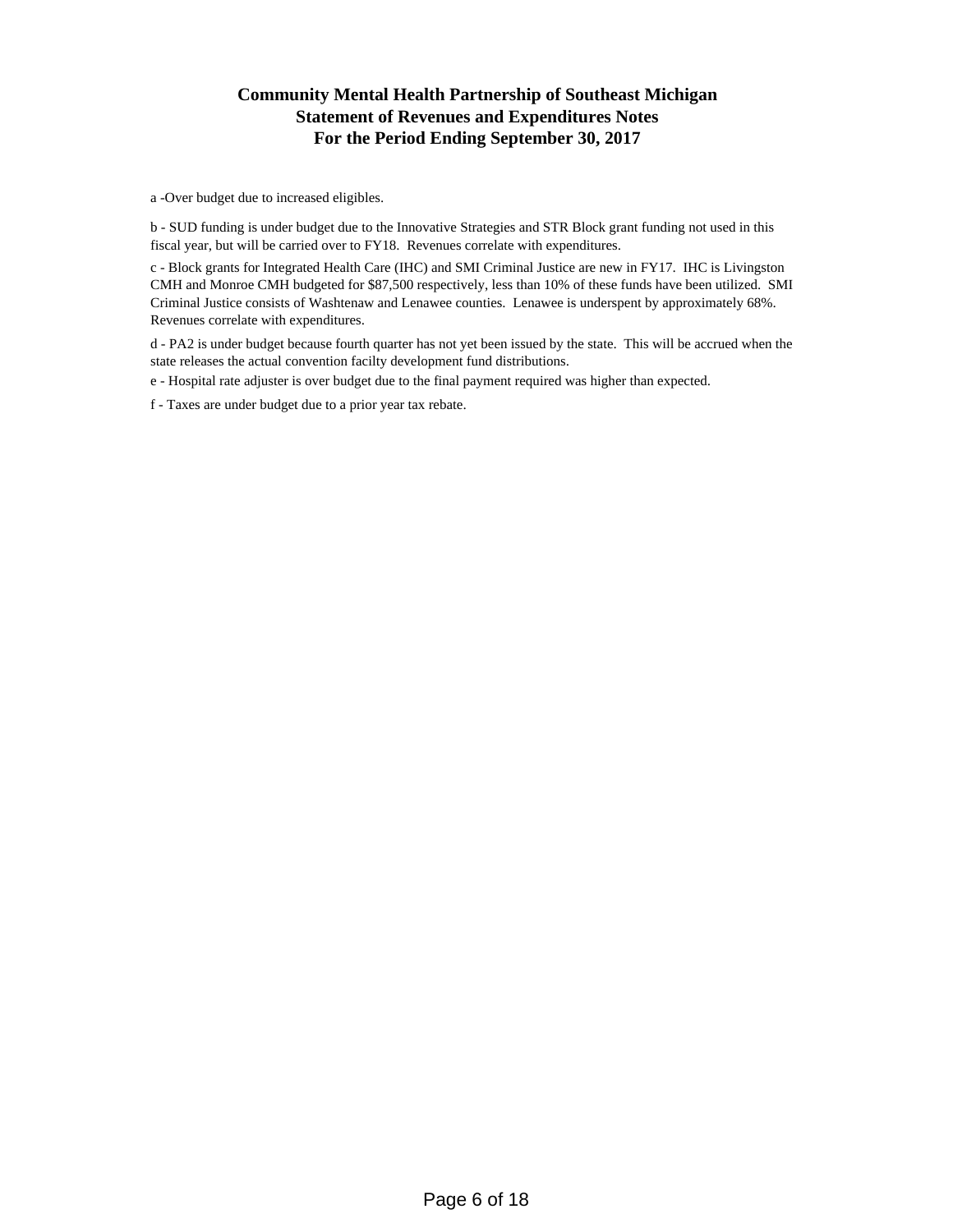# Community Mental Health Partnership of Southeast Michigan
# Statement of Revenues and Expenditures Notes
# For the Period Ending September 30, 2017

a -Over budget due to increased eligibles.

b - SUD funding is under budget due to the Innovative Strategies and STR Block grant funding not used in this fiscal year, but will be carried over to FY18. Revenues correlate with expenditures.

c - Block grants for Integrated Health Care (IHC) and SMI Criminal Justice are new in FY17. IHC is Livingston CMH and Monroe CMH budgeted for $87,500 respectively, less than 10% of these funds have been utilized. SMI Criminal Justice consists of Washtenaw and Lenawee counties. Lenawee is underspent by approximately 68%. Revenues correlate with expenditures.

d - PA2 is under budget because fourth quarter has not yet been issued by the state. This will be accrued when the state releases the actual convention facilty development fund distributions.

e - Hospital rate adjuster is over budget due to the final payment required was higher than expected.

f - Taxes are under budget due to a prior year tax rebate.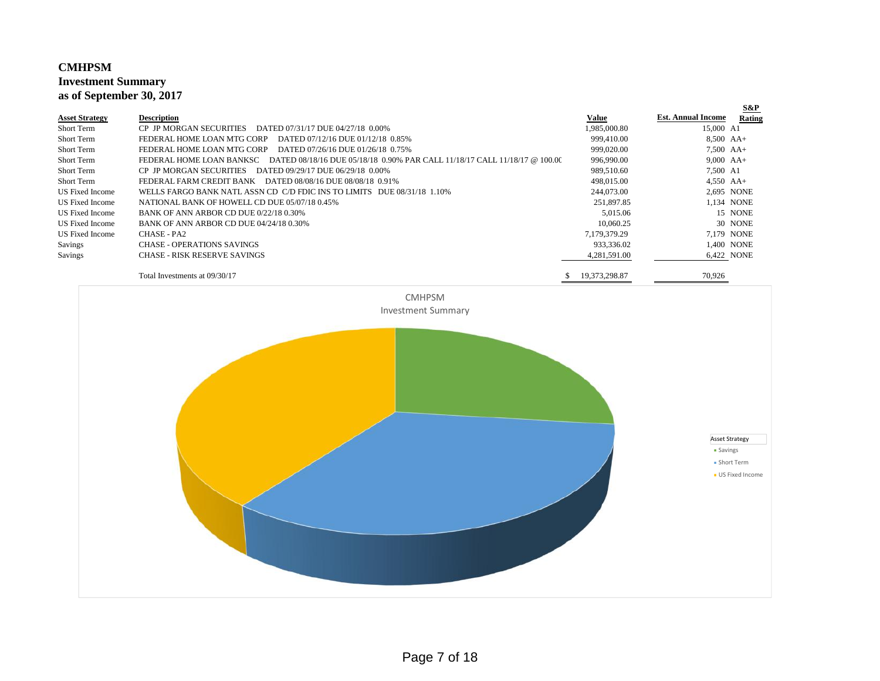**CMHPSM**
**Investment Summary**
**as of September 30, 2017**

| Asset Strategy | Description | Value | Est. Annual Income | S&P Rating |
|---|---|---|---|---|
| Short Term | CP JP MORGAN SECURITIES DATED 07/31/17 DUE 04/27/18 0.00% | 1,985,000.80 | 15,000 | A1 |
| Short Term | FEDERAL HOME LOAN MTG CORP DATED 07/12/16 DUE 01/12/18 0.85% | 999,410.00 | 8,500 | AA+ |
| Short Term | FEDERAL HOME LOAN MTG CORP DATED 07/26/16 DUE 01/26/18 0.75% | 999,020.00 | 7,500 | AA+ |
| Short Term | FEDERAL HOME LOAN BANKSC DATED 08/18/16 DUE 05/18/18 0.90% PAR CALL 11/18/17 CALL 11/18/17 @ 100.0( | 996,990.00 | 9,000 | AA+ |
| Short Term | CP JP MORGAN SECURITIES DATED 09/29/17 DUE 06/29/18 0.00% | 989,510.60 | 7,500 | A1 |
| Short Term | FEDERAL FARM CREDIT BANK DATED 08/08/16 DUE 08/08/18 0.91% | 498,015.00 | 4,550 | AA+ |
| US Fixed Income | WELLS FARGO BANK NATL ASSN CD C/D FDIC INS TO LIMITS DUE 08/31/18 1.10% | 244,073.00 | 2,695 | NONE |
| US Fixed Income | NATIONAL BANK OF HOWELL CD DUE 05/07/18 0.45% | 251,897.85 | 1,134 | NONE |
| US Fixed Income | BANK OF ANN ARBOR CD DUE 0/22/18 0.30% | 5,015.06 | 15 | NONE |
| US Fixed Income | BANK OF ANN ARBOR CD DUE 04/24/18 0.30% | 10,060.25 | 30 | NONE |
| US Fixed Income | CHASE - PA2 | 7,179,379.29 | 7,179 | NONE |
| Savings | CHASE - OPERATIONS SAVINGS | 933,336.02 | 1,400 | NONE |
| Savings | CHASE - RISK RESERVE SAVINGS | 4,281,591.00 | 6,422 | NONE |
| | Total Investments at 09/30/17 | $ 19,373,298.87 | 70,926 | |

CMHPSM
Investment Summary

Asset Strategy
- Savings
- Short Term
- US Fixed Income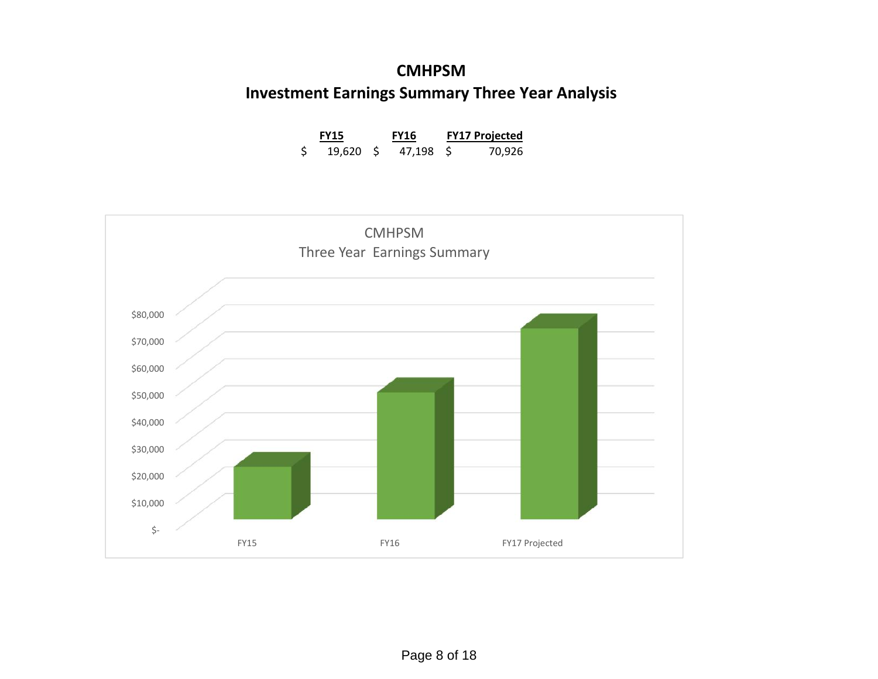# CMHPSM

## Investment Earnings Summary Three Year Analysis

| FY15 | FY16 | FY17 Projected |
|---|---|---|
| $ 19,620 | $ 47,198 | $ 70,926 |

CMHPSM
Three Year Earnings Summary

| | FY15 | FY16 | FY17 Projected |
|---|---|---|---|
| Earnings | $19,620 | $47,198 | $70,926 |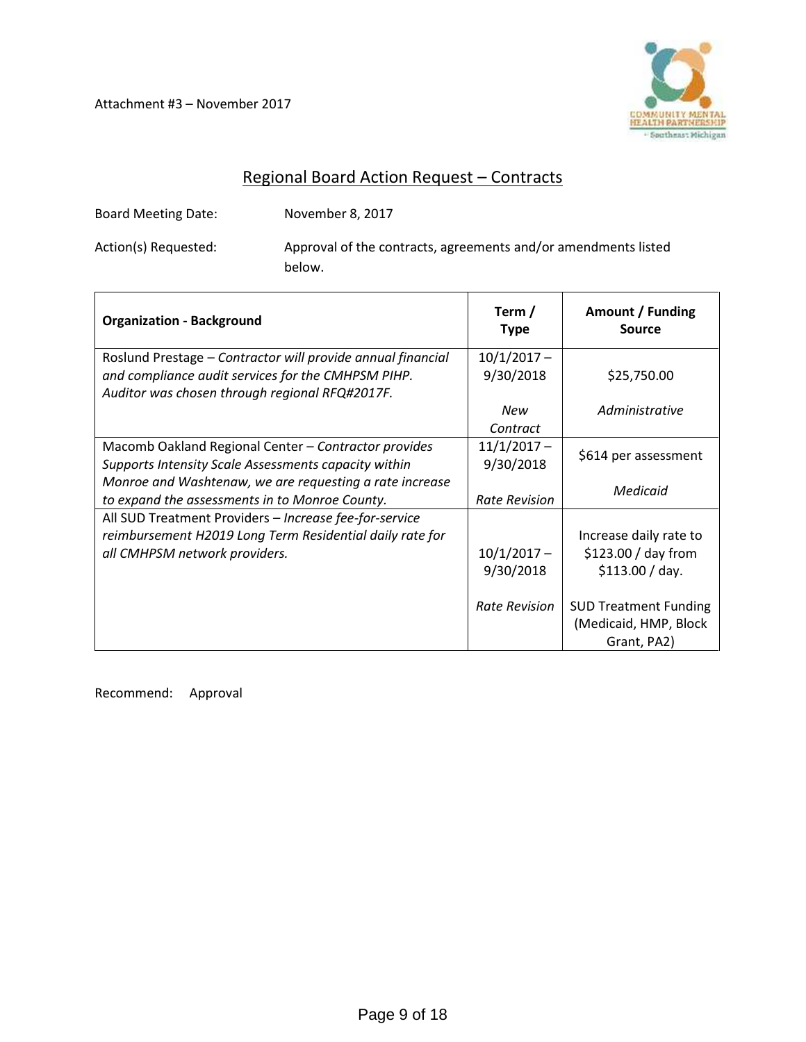Attachment #3 – November 2017

## Regional Board Action Request – Contracts

Board Meeting Date: November 8, 2017

Action(s) Requested: Approval of the contracts, agreements and/or amendments listed below.

| Organization - Background | Term / Type | Amount / Funding Source |
|---|---|---|
| Roslund Prestage – *Contractor will provide annual financial and compliance audit services for the CMHPSM PIHP. Auditor was chosen through regional RFQ#2017F.* | 10/1/2017 – 9/30/2018<br><br>*New Contract* | $25,750.00<br><br>*Administrative* |
| Macomb Oakland Regional Center – *Contractor provides Supports Intensity Scale Assessments capacity within Monroe and Washtenaw, we are requesting a rate increase to expand the assessments in to Monroe County.* | 11/1/2017 – 9/30/2018<br><br>*Rate Revision* | $614 per assessment<br><br>*Medicaid* |
| All SUD Treatment Providers – *Increase fee-for-service reimbursement H2019 Long Term Residential daily rate for all CMHPSM network providers.* | 10/1/2017 – 9/30/2018<br><br>*Rate Revision* | Increase daily rate to $123.00 / day from $113.00 / day.<br><br>SUD Treatment Funding (Medicaid, HMP, Block Grant, PA2) |

Recommend: Approval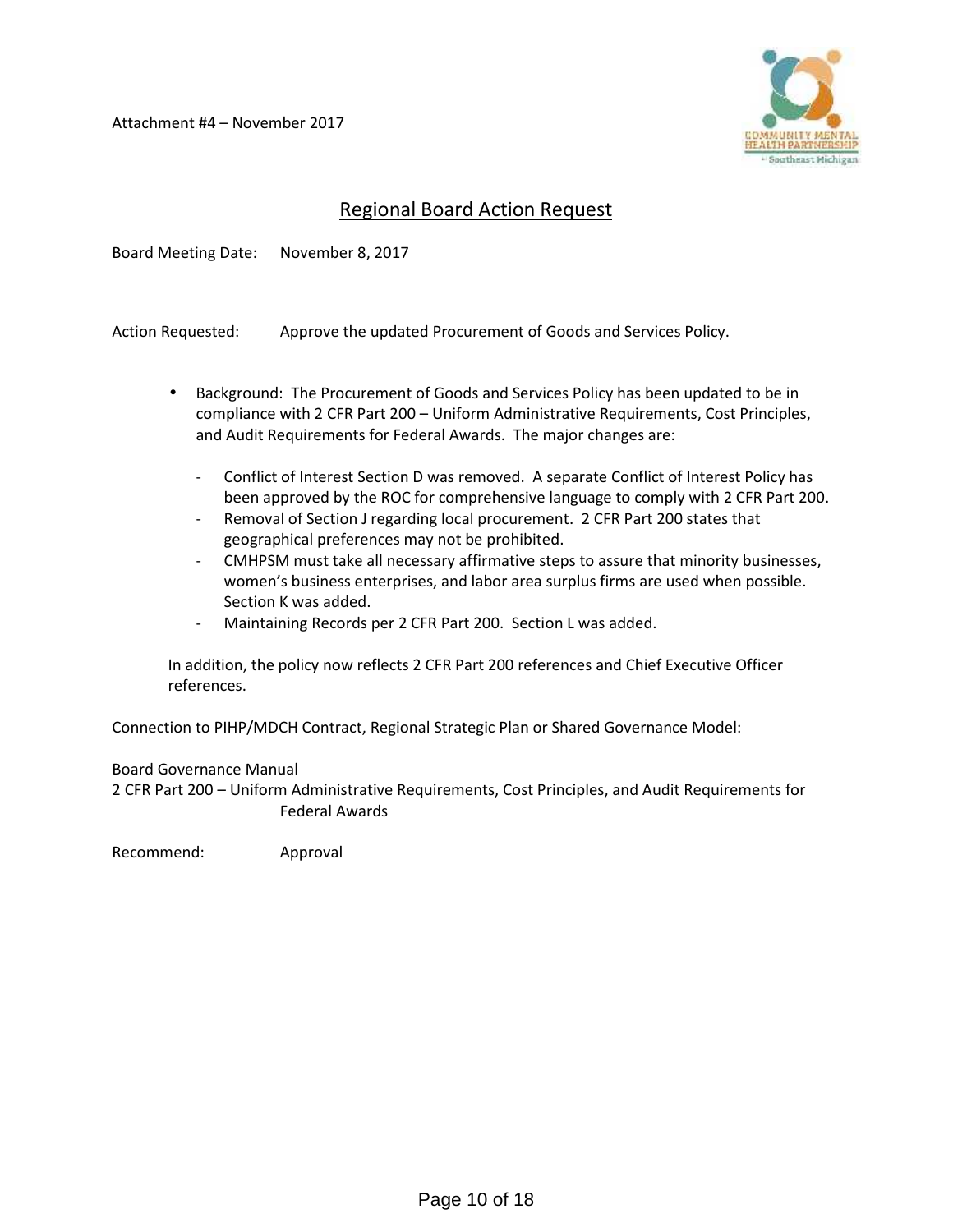Attachment #4 – November 2017

COMMUNITY MENTAL HEALTH PARTNERSHIP • Southeast Michigan

## Regional Board Action Request

Board Meeting Date: November 8, 2017

Action Requested: Approve the updated Procurement of Goods and Services Policy.

- Background: The Procurement of Goods and Services Policy has been updated to be in compliance with 2 CFR Part 200 – Uniform Administrative Requirements, Cost Principles, and Audit Requirements for Federal Awards. The major changes are:
  - Conflict of Interest Section D was removed. A separate Conflict of Interest Policy has been approved by the ROC for comprehensive language to comply with 2 CFR Part 200.
  - Removal of Section J regarding local procurement. 2 CFR Part 200 states that geographical preferences may not be prohibited.
  - CMHPSM must take all necessary affirmative steps to assure that minority businesses, women's business enterprises, and labor area surplus firms are used when possible. Section K was added.
  - Maintaining Records per 2 CFR Part 200. Section L was added.

  In addition, the policy now reflects 2 CFR Part 200 references and Chief Executive Officer references.

Connection to PIHP/MDCH Contract, Regional Strategic Plan or Shared Governance Model:

Board Governance Manual
2 CFR Part 200 – Uniform Administrative Requirements, Cost Principles, and Audit Requirements for Federal Awards

Recommend: Approval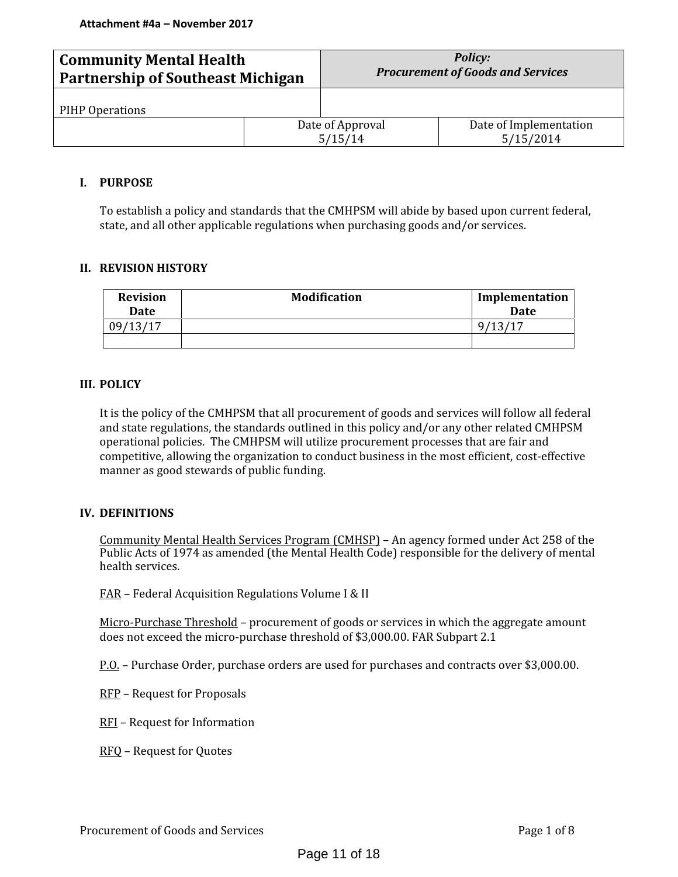Attachment #4a – November 2017

| Community Mental Health Partnership of Southeast Michigan | *Policy: Procurement of Goods and Services* | |
|---|---|---|
| PIHP Operations | | |
| | Date of Approval 5/15/14 | Date of Implementation 5/15/2014 |

## I. PURPOSE

To establish a policy and standards that the CMHPSM will abide by based upon current federal, state, and all other applicable regulations when purchasing goods and/or services.

## II. REVISION HISTORY

| Revision Date | Modification | Implementation Date |
|---|---|---|
| 09/13/17 | | 9/13/17 |
| | | |

## III. POLICY

It is the policy of the CMHPSM that all procurement of goods and services will follow all federal and state regulations, the standards outlined in this policy and/or any other related CMHPSM operational policies. The CMHPSM will utilize procurement processes that are fair and competitive, allowing the organization to conduct business in the most efficient, cost-effective manner as good stewards of public funding.

## IV. DEFINITIONS

<u>Community Mental Health Services Program (CMHSP)</u> – An agency formed under Act 258 of the Public Acts of 1974 as amended (the Mental Health Code) responsible for the delivery of mental health services.

<u>FAR</u> – Federal Acquisition Regulations Volume I & II

<u>Micro-Purchase Threshold</u> – procurement of goods or services in which the aggregate amount does not exceed the micro-purchase threshold of $3,000.00. FAR Subpart 2.1

<u>P.O.</u> – Purchase Order, purchase orders are used for purchases and contracts over $3,000.00.

<u>RFP</u> – Request for Proposals

<u>RFI</u> – Request for Information

<u>RFQ</u> – Request for Quotes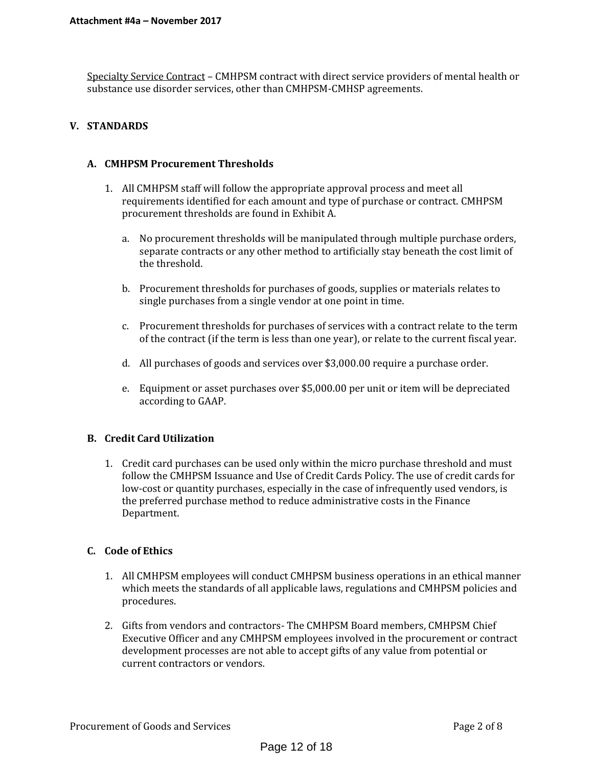Specialty Service Contract – CMHPSM contract with direct service providers of mental health or substance use disorder services, other than CMHPSM-CMHSP agreements.

## V. STANDARDS

### A. CMHPSM Procurement Thresholds

1. All CMHPSM staff will follow the appropriate approval process and meet all requirements identified for each amount and type of purchase or contract. CMHPSM procurement thresholds are found in Exhibit A.

   a. No procurement thresholds will be manipulated through multiple purchase orders, separate contracts or any other method to artificially stay beneath the cost limit of the threshold.

   b. Procurement thresholds for purchases of goods, supplies or materials relates to single purchases from a single vendor at one point in time.

   c. Procurement thresholds for purchases of services with a contract relate to the term of the contract (if the term is less than one year), or relate to the current fiscal year.

   d. All purchases of goods and services over $3,000.00 require a purchase order.

   e. Equipment or asset purchases over $5,000.00 per unit or item will be depreciated according to GAAP.

### B. Credit Card Utilization

1. Credit card purchases can be used only within the micro purchase threshold and must follow the CMHPSM Issuance and Use of Credit Cards Policy. The use of credit cards for low-cost or quantity purchases, especially in the case of infrequently used vendors, is the preferred purchase method to reduce administrative costs in the Finance Department.

### C. Code of Ethics

1. All CMHPSM employees will conduct CMHPSM business operations in an ethical manner which meets the standards of all applicable laws, regulations and CMHPSM policies and procedures.

2. Gifts from vendors and contractors- The CMHPSM Board members, CMHPSM Chief Executive Officer and any CMHPSM employees involved in the procurement or contract development processes are not able to accept gifts of any value from potential or current contractors or vendors.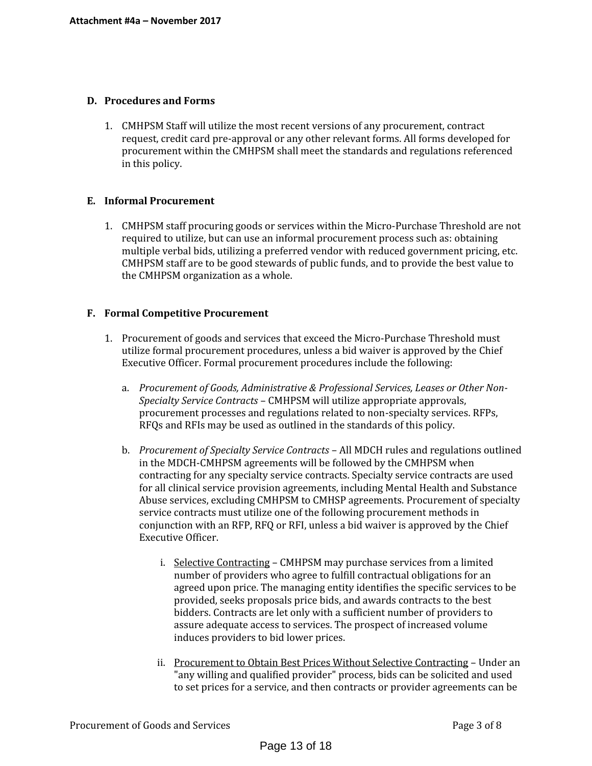### D. Procedures and Forms

1. CMHPSM Staff will utilize the most recent versions of any procurement, contract request, credit card pre-approval or any other relevant forms. All forms developed for procurement within the CMHPSM shall meet the standards and regulations referenced in this policy.

### E. Informal Procurement

1. CMHPSM staff procuring goods or services within the Micro-Purchase Threshold are not required to utilize, but can use an informal procurement process such as: obtaining multiple verbal bids, utilizing a preferred vendor with reduced government pricing, etc. CMHPSM staff are to be good stewards of public funds, and to provide the best value to the CMHPSM organization as a whole.

### F. Formal Competitive Procurement

1. Procurement of goods and services that exceed the Micro-Purchase Threshold must utilize formal procurement procedures, unless a bid waiver is approved by the Chief Executive Officer. Formal procurement procedures include the following:

   a. *Procurement of Goods, Administrative & Professional Services, Leases or Other Non-Specialty Service Contracts* – CMHPSM will utilize appropriate approvals, procurement processes and regulations related to non-specialty services. RFPs, RFQs and RFIs may be used as outlined in the standards of this policy.

   b. *Procurement of Specialty Service Contracts* – All MDCH rules and regulations outlined in the MDCH-CMHPSM agreements will be followed by the CMHPSM when contracting for any specialty service contracts. Specialty service contracts are used for all clinical service provision agreements, including Mental Health and Substance Abuse services, excluding CMHPSM to CMHSP agreements. Procurement of specialty service contracts must utilize one of the following procurement methods in conjunction with an RFP, RFQ or RFI, unless a bid waiver is approved by the Chief Executive Officer.

      i. <u>Selective Contracting</u> – CMHPSM may purchase services from a limited number of providers who agree to fulfill contractual obligations for an agreed upon price. The managing entity identifies the specific services to be provided, seeks proposals price bids, and awards contracts to the best bidders. Contracts are let only with a sufficient number of providers to assure adequate access to services. The prospect of increased volume induces providers to bid lower prices.

      ii. <u>Procurement to Obtain Best Prices Without Selective Contracting</u> – Under an "any willing and qualified provider" process, bids can be solicited and used to set prices for a service, and then contracts or provider agreements can be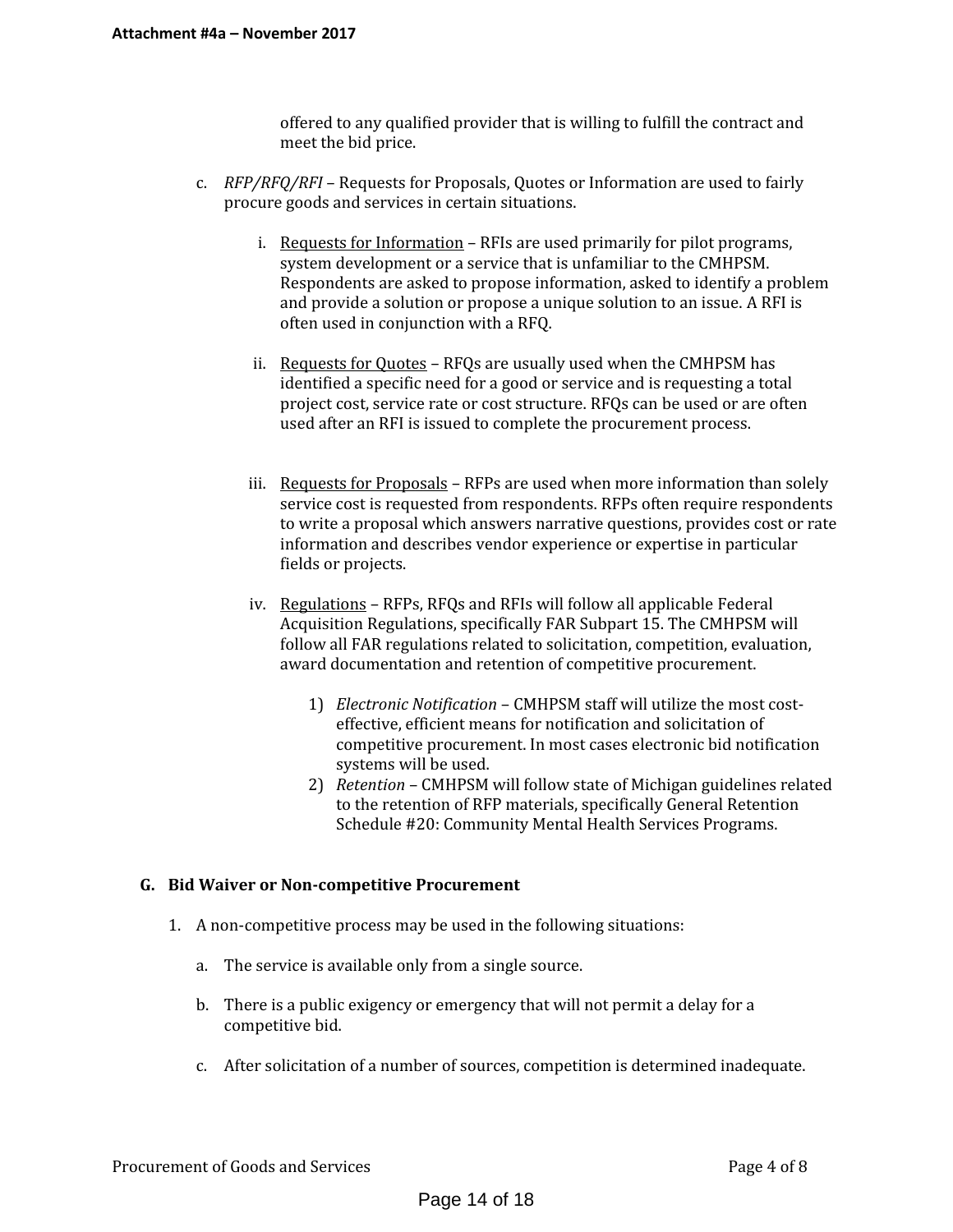offered to any qualified provider that is willing to fulfill the contract and meet the bid price.

c. *RFP/RFQ/RFI* – Requests for Proposals, Quotes or Information are used to fairly procure goods and services in certain situations.

   i. Requests for Information – RFIs are used primarily for pilot programs, system development or a service that is unfamiliar to the CMHPSM. Respondents are asked to propose information, asked to identify a problem and provide a solution or propose a unique solution to an issue. A RFI is often used in conjunction with a RFQ.

   ii. Requests for Quotes – RFQs are usually used when the CMHPSM has identified a specific need for a good or service and is requesting a total project cost, service rate or cost structure. RFQs can be used or are often used after an RFI is issued to complete the procurement process.

   iii. Requests for Proposals – RFPs are used when more information than solely service cost is requested from respondents. RFPs often require respondents to write a proposal which answers narrative questions, provides cost or rate information and describes vendor experience or expertise in particular fields or projects.

   iv. Regulations – RFPs, RFQs and RFIs will follow all applicable Federal Acquisition Regulations, specifically FAR Subpart 15. The CMHPSM will follow all FAR regulations related to solicitation, competition, evaluation, award documentation and retention of competitive procurement.

      1) *Electronic Notification* – CMHPSM staff will utilize the most cost-effective, efficient means for notification and solicitation of competitive procurement. In most cases electronic bid notification systems will be used.
      2) *Retention* – CMHPSM will follow state of Michigan guidelines related to the retention of RFP materials, specifically General Retention Schedule #20: Community Mental Health Services Programs.

**G. Bid Waiver or Non-competitive Procurement**

1. A non-competitive process may be used in the following situations:

   a. The service is available only from a single source.

   b. There is a public exigency or emergency that will not permit a delay for a competitive bid.

   c. After solicitation of a number of sources, competition is determined inadequate.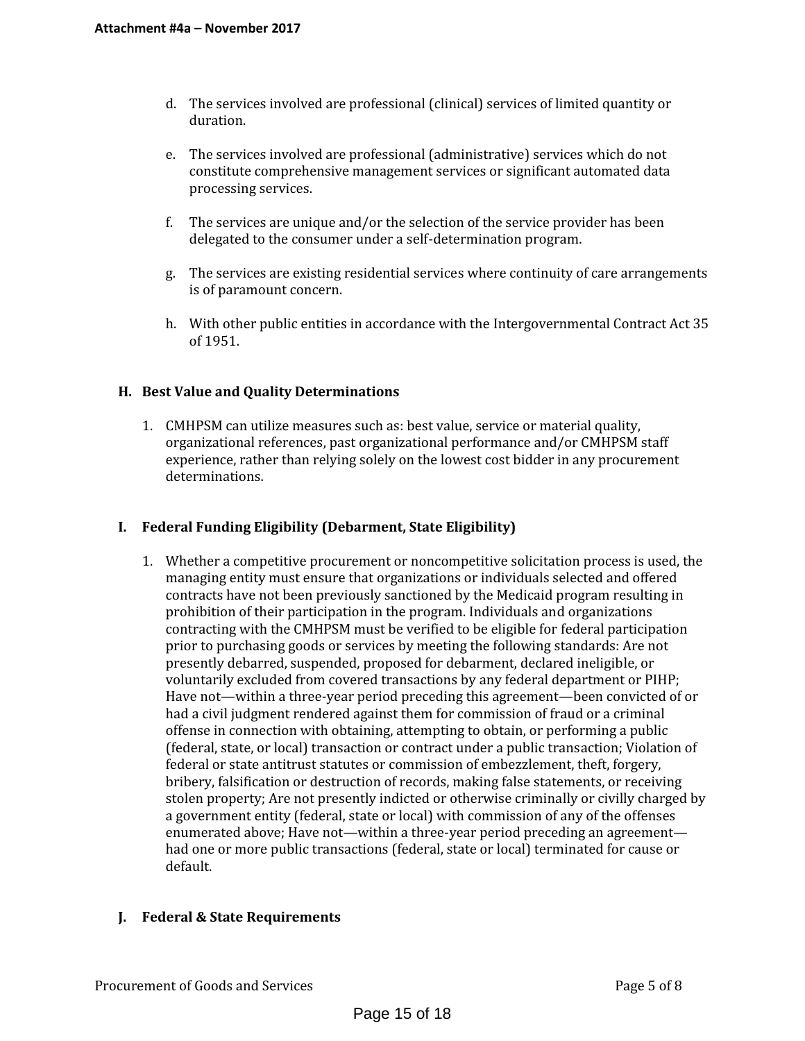d. The services involved are professional (clinical) services of limited quantity or duration.

e. The services involved are professional (administrative) services which do not constitute comprehensive management services or significant automated data processing services.

f. The services are unique and/or the selection of the service provider has been delegated to the consumer under a self-determination program.

g. The services are existing residential services where continuity of care arrangements is of paramount concern.

h. With other public entities in accordance with the Intergovernmental Contract Act 35 of 1951.

### H. Best Value and Quality Determinations

1. CMHPSM can utilize measures such as: best value, service or material quality, organizational references, past organizational performance and/or CMHPSM staff experience, rather than relying solely on the lowest cost bidder in any procurement determinations.

### I. Federal Funding Eligibility (Debarment, State Eligibility)

1. Whether a competitive procurement or noncompetitive solicitation process is used, the managing entity must ensure that organizations or individuals selected and offered contracts have not been previously sanctioned by the Medicaid program resulting in prohibition of their participation in the program. Individuals and organizations contracting with the CMHPSM must be verified to be eligible for federal participation prior to purchasing goods or services by meeting the following standards: Are not presently debarred, suspended, proposed for debarment, declared ineligible, or voluntarily excluded from covered transactions by any federal department or PIHP; Have not—within a three-year period preceding this agreement—been convicted of or had a civil judgment rendered against them for commission of fraud or a criminal offense in connection with obtaining, attempting to obtain, or performing a public (federal, state, or local) transaction or contract under a public transaction; Violation of federal or state antitrust statutes or commission of embezzlement, theft, forgery, bribery, falsification or destruction of records, making false statements, or receiving stolen property; Are not presently indicted or otherwise criminally or civilly charged by a government entity (federal, state or local) with commission of any of the offenses enumerated above; Have not—within a three-year period preceding an agreement—had one or more public transactions (federal, state or local) terminated for cause or default.

### J. Federal & State Requirements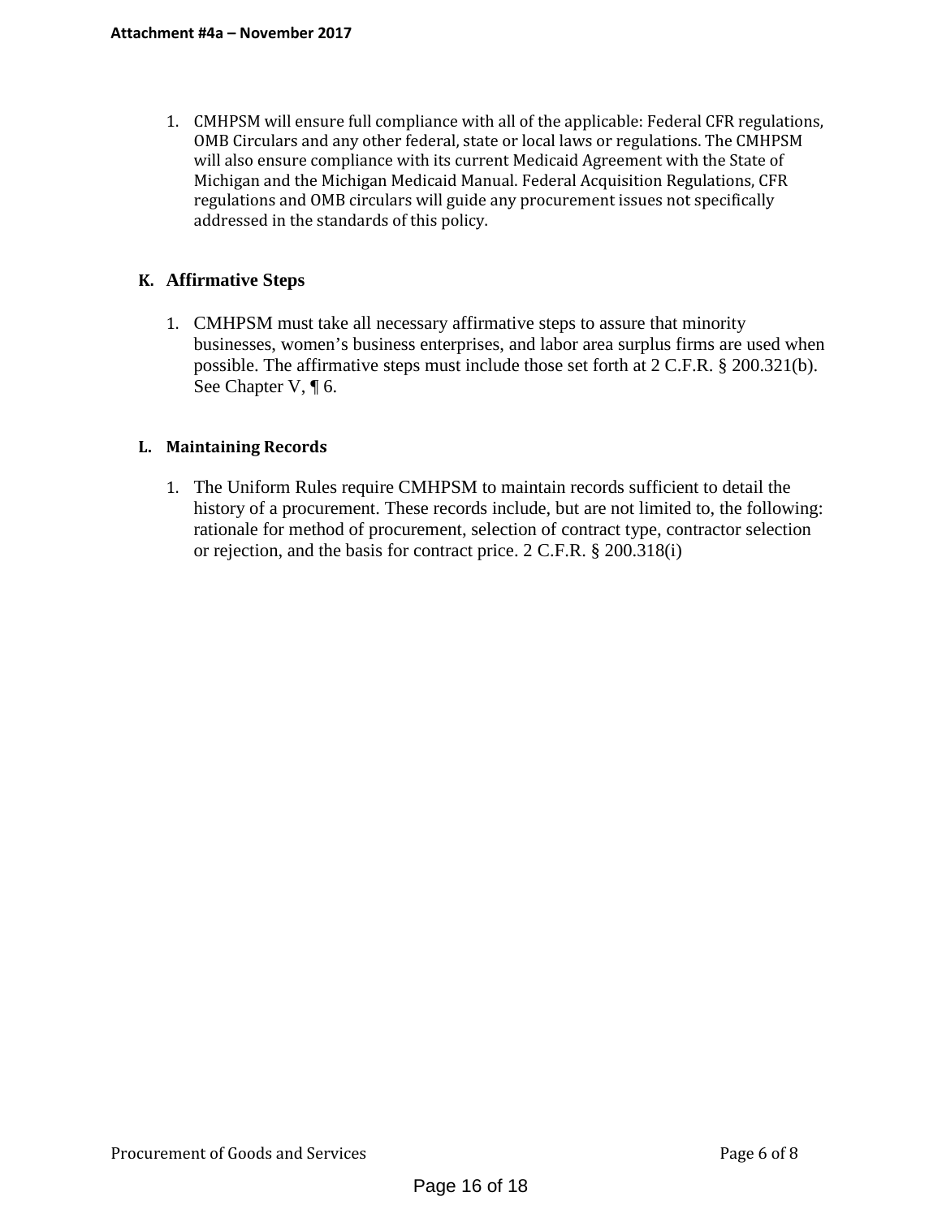1. CMHPSM will ensure full compliance with all of the applicable: Federal CFR regulations, OMB Circulars and any other federal, state or local laws or regulations. The CMHPSM will also ensure compliance with its current Medicaid Agreement with the State of Michigan and the Michigan Medicaid Manual. Federal Acquisition Regulations, CFR regulations and OMB circulars will guide any procurement issues not specifically addressed in the standards of this policy.

### K. Affirmative Steps

1. CMHPSM must take all necessary affirmative steps to assure that minority businesses, women's business enterprises, and labor area surplus firms are used when possible. The affirmative steps must include those set forth at 2 C.F.R. § 200.321(b). See Chapter V, ¶ 6.

### L. Maintaining Records

1. The Uniform Rules require CMHPSM to maintain records sufficient to detail the history of a procurement. These records include, but are not limited to, the following: rationale for method of procurement, selection of contract type, contractor selection or rejection, and the basis for contract price. 2 C.F.R. § 200.318(i)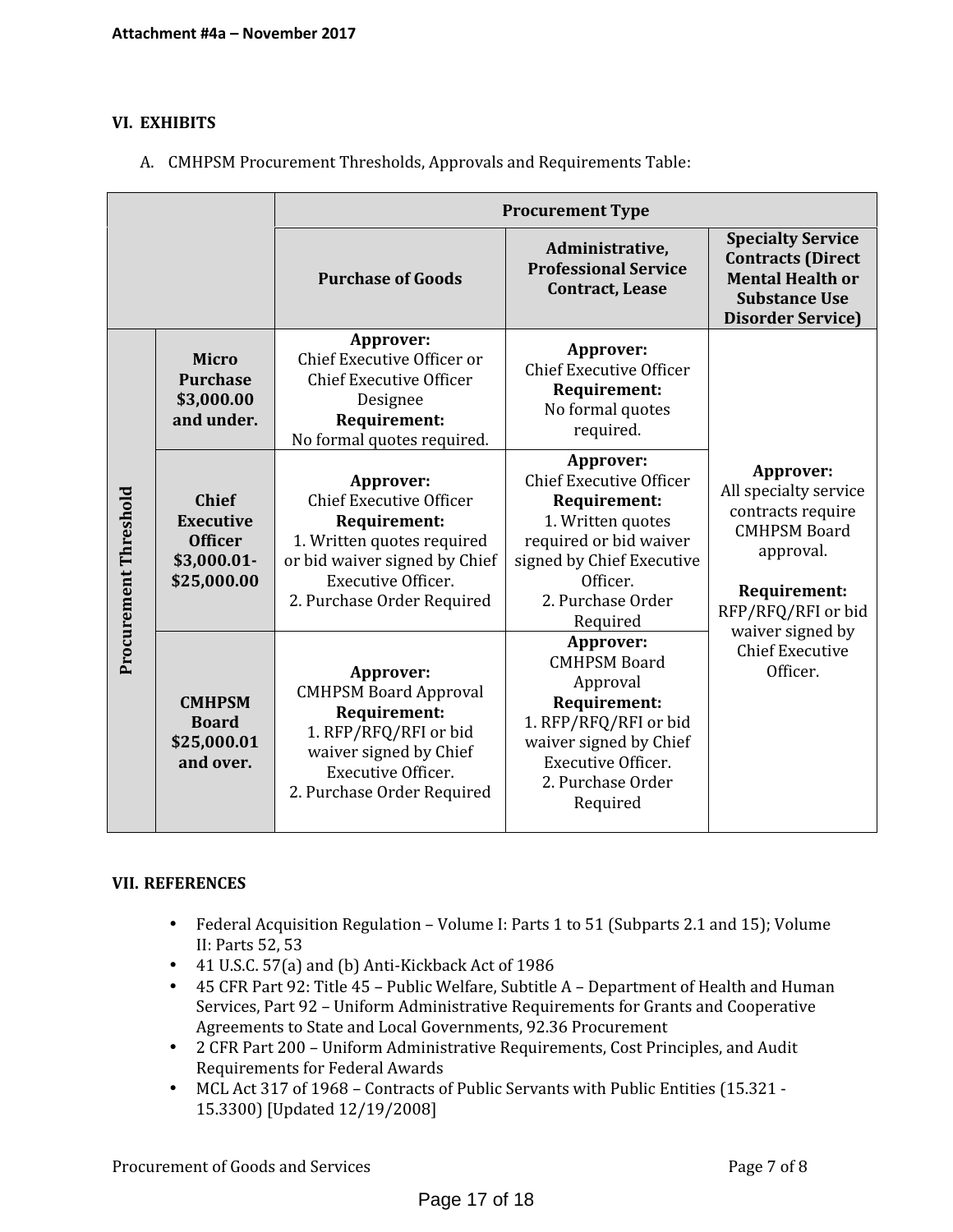Attachment #4a – November 2017

## VI. EXHIBITS

A. CMHPSM Procurement Thresholds, Approvals and Requirements Table:

| | | Procurement Type | | |
|---|---|---|---|---|
| | | **Purchase of Goods** | **Administrative, Professional Service Contract, Lease** | **Specialty Service Contracts (Direct Mental Health or Substance Use Disorder Service)** |
| **Procurement Threshold** | **Micro Purchase $3,000.00 and under.** | **Approver:** Chief Executive Officer or Chief Executive Officer Designee **Requirement:** No formal quotes required. | **Approver:** Chief Executive Officer **Requirement:** No formal quotes required. | **Approver:** All specialty service contracts require CMHPSM Board approval. **Requirement:** RFP/RFQ/RFI or bid waiver signed by Chief Executive Officer. |
| | **Chief Executive Officer $3,000.01-$25,000.00** | **Approver:** Chief Executive Officer **Requirement:** 1. Written quotes required or bid waiver signed by Chief Executive Officer. 2. Purchase Order Required | **Approver:** Chief Executive Officer **Requirement:** 1. Written quotes required or bid waiver signed by Chief Executive Officer. 2. Purchase Order Required | |
| | **CMHPSM Board $25,000.01 and over.** | **Approver:** CMHPSM Board Approval **Requirement:** 1. RFP/RFQ/RFI or bid waiver signed by Chief Executive Officer. 2. Purchase Order Required | **Approver:** CMHPSM Board Approval **Requirement:** 1. RFP/RFQ/RFI or bid waiver signed by Chief Executive Officer. 2. Purchase Order Required | |

## VII. REFERENCES

- Federal Acquisition Regulation – Volume I: Parts 1 to 51 (Subparts 2.1 and 15); Volume II: Parts 52, 53
- 41 U.S.C. 57(a) and (b) Anti-Kickback Act of 1986
- 45 CFR Part 92: Title 45 – Public Welfare, Subtitle A – Department of Health and Human Services, Part 92 – Uniform Administrative Requirements for Grants and Cooperative Agreements to State and Local Governments, 92.36 Procurement
- 2 CFR Part 200 – Uniform Administrative Requirements, Cost Principles, and Audit Requirements for Federal Awards
- MCL Act 317 of 1968 – Contracts of Public Servants with Public Entities (15.321 - 15.3300) [Updated 12/19/2008]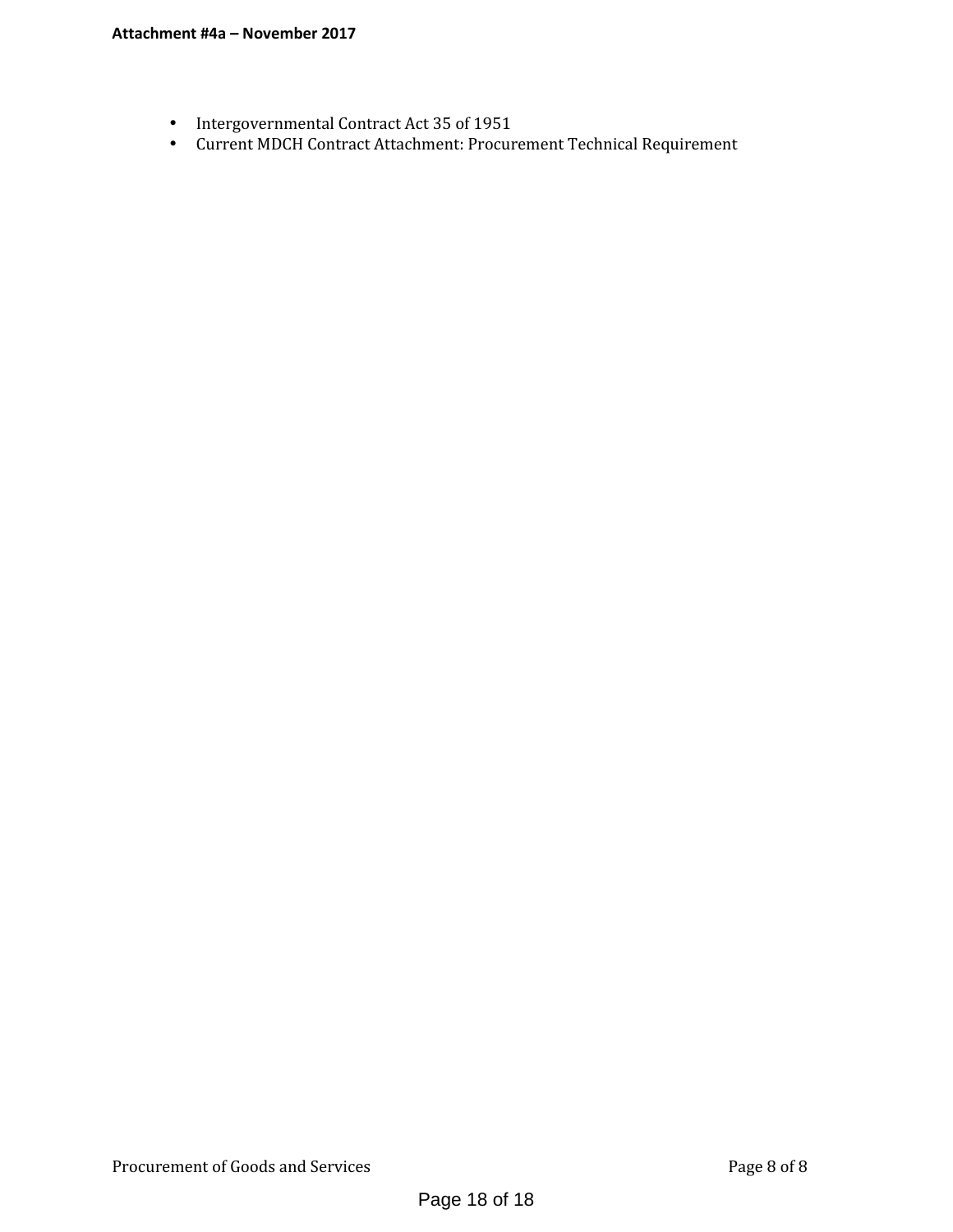- Intergovernmental Contract Act 35 of 1951
- Current MDCH Contract Attachment: Procurement Technical Requirement